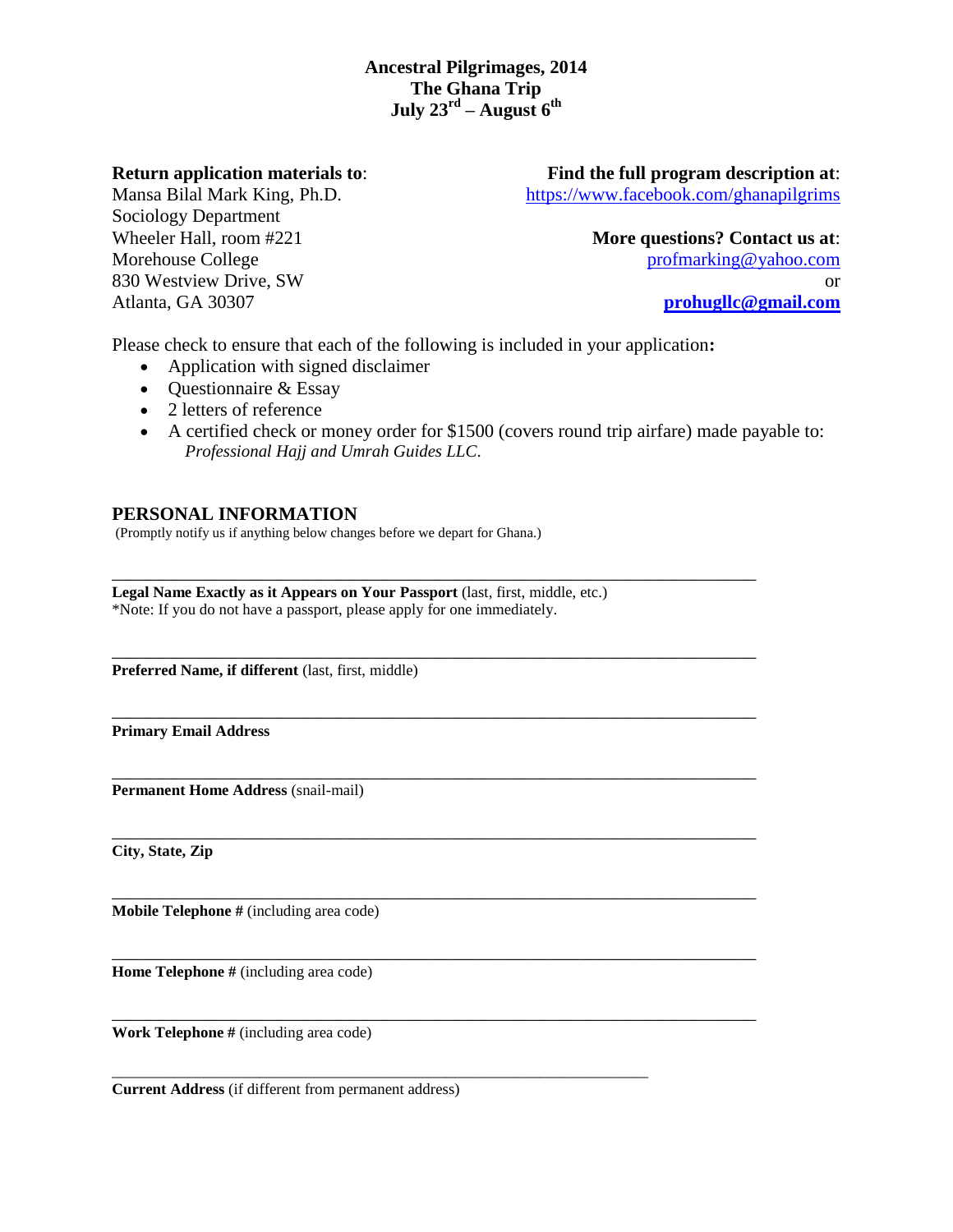# Ancestral Pilgrimages, 2014
# The Ghana Trip
# July 23rd – August 6th

**Return application materials to**:
Mansa Bilal Mark King, Ph.D.
Sociology Department
Wheeler Hall, room #221
Morehouse College
830 Westview Drive, SW
Atlanta, GA 30307

**Find the full program description at**:
https://www.facebook.com/ghanapilgrims

**More questions? Contact us at**:
profmarking@yahoo.com
or
**prohugllc@gmail.com**

Please check to ensure that each of the following is included in your application**:**

- Application with signed disclaimer
- Questionnaire & Essay
- 2 letters of reference
- A certified check or money order for $1500 (covers round trip airfare) made payable to: *Professional Hajj and Umrah Guides LLC*.

## PERSONAL INFORMATION

(Promptly notify us if anything below changes before we depart for Ghana.)

\_\_\_\_\_\_\_\_\_\_\_\_\_\_\_\_\_\_\_\_\_\_\_\_\_\_\_\_\_\_\_\_\_\_\_\_\_\_\_\_\_\_\_\_\_\_\_\_\_\_\_\_\_\_\_\_\_\_\_\_\_\_\_\_\_\_\_\_\_\_\_\_\_\_\_\_
**Legal Name Exactly as it Appears on Your Passport** (last, first, middle, etc.)
*Note: If you do not have a passport, please apply for one immediately.

\_\_\_\_\_\_\_\_\_\_\_\_\_\_\_\_\_\_\_\_\_\_\_\_\_\_\_\_\_\_\_\_\_\_\_\_\_\_\_\_\_\_\_\_\_\_\_\_\_\_\_\_\_\_\_\_\_\_\_\_\_\_\_\_\_\_\_\_\_\_\_\_\_\_\_\_
**Preferred Name, if different** (last, first, middle)

\_\_\_\_\_\_\_\_\_\_\_\_\_\_\_\_\_\_\_\_\_\_\_\_\_\_\_\_\_\_\_\_\_\_\_\_\_\_\_\_\_\_\_\_\_\_\_\_\_\_\_\_\_\_\_\_\_\_\_\_\_\_\_\_\_\_\_\_\_\_\_\_\_\_\_\_
**Primary Email Address**

\_\_\_\_\_\_\_\_\_\_\_\_\_\_\_\_\_\_\_\_\_\_\_\_\_\_\_\_\_\_\_\_\_\_\_\_\_\_\_\_\_\_\_\_\_\_\_\_\_\_\_\_\_\_\_\_\_\_\_\_\_\_\_\_\_\_\_\_\_\_\_\_\_\_\_\_
**Permanent Home Address** (snail-mail)

\_\_\_\_\_\_\_\_\_\_\_\_\_\_\_\_\_\_\_\_\_\_\_\_\_\_\_\_\_\_\_\_\_\_\_\_\_\_\_\_\_\_\_\_\_\_\_\_\_\_\_\_\_\_\_\_\_\_\_\_\_\_\_\_\_\_\_\_\_\_\_\_\_\_\_\_
**City, State, Zip**

\_\_\_\_\_\_\_\_\_\_\_\_\_\_\_\_\_\_\_\_\_\_\_\_\_\_\_\_\_\_\_\_\_\_\_\_\_\_\_\_\_\_\_\_\_\_\_\_\_\_\_\_\_\_\_\_\_\_\_\_\_\_\_\_\_\_\_\_\_\_\_\_\_\_\_\_
**Mobile Telephone #** (including area code)

\_\_\_\_\_\_\_\_\_\_\_\_\_\_\_\_\_\_\_\_\_\_\_\_\_\_\_\_\_\_\_\_\_\_\_\_\_\_\_\_\_\_\_\_\_\_\_\_\_\_\_\_\_\_\_\_\_\_\_\_\_\_\_\_\_\_\_\_\_\_\_\_\_\_\_\_
**Home Telephone #** (including area code)

\_\_\_\_\_\_\_\_\_\_\_\_\_\_\_\_\_\_\_\_\_\_\_\_\_\_\_\_\_\_\_\_\_\_\_\_\_\_\_\_\_\_\_\_\_\_\_\_\_\_\_\_\_\_\_\_\_\_\_\_\_\_\_\_\_\_\_\_\_\_\_\_\_\_\_\_
**Work Telephone #** (including area code)

\_\_\_\_\_\_\_\_\_\_\_\_\_\_\_\_\_\_\_\_\_\_\_\_\_\_\_\_\_\_\_\_\_\_\_\_\_\_\_\_\_\_\_\_\_\_\_\_\_\_\_\_\_\_\_\_\_\_\_\_\_\_\_\_\_\_\_\_\_\_\_\_\_\_\_\_
**Current Address** (if different from permanent address)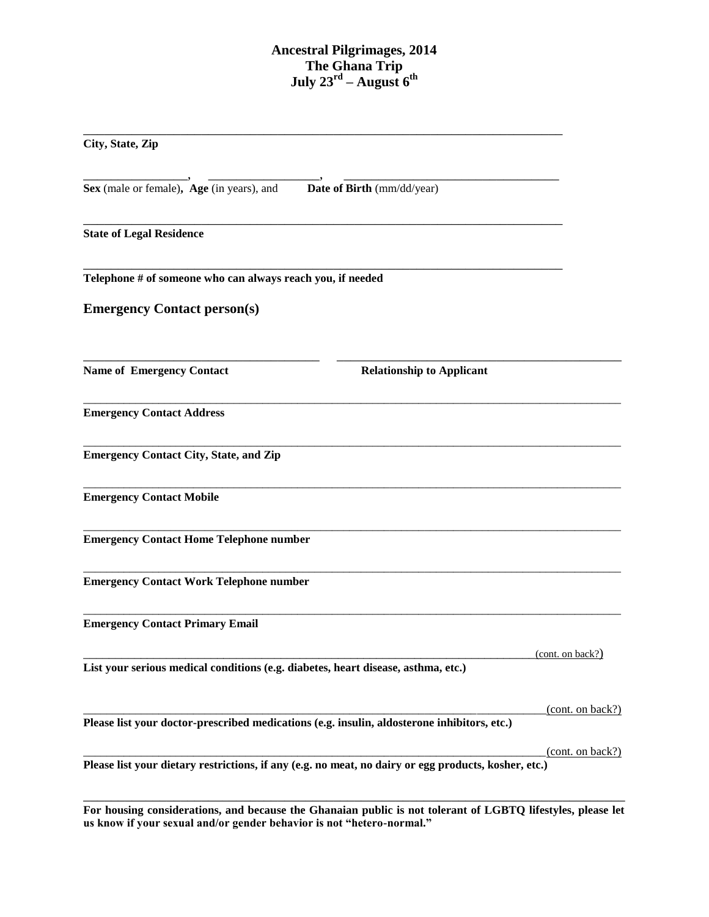**Ancestral Pilgrimages, 2014**
**The Ghana Trip**
**July 23rd – August 6th**

______________________________________________________________________________
**City, State, Zip**

_________________, __________________, ____________________________________
**Sex** (male or female), **Age** (in years), and **Date of Birth** (mm/dd/year)

______________________________________________________________________________
**State of Legal Residence**

______________________________________________________________________________
**Telephone # of someone who can always reach you, if needed**

## Emergency Contact person(s)

________________________________________ ________________________________________________
**Name of Emergency Contact** **Relationship to Applicant**

______________________________________________________________________________
**Emergency Contact Address**

______________________________________________________________________________
**Emergency Contact City, State, and Zip**

______________________________________________________________________________
**Emergency Contact Mobile**

______________________________________________________________________________
**Emergency Contact Home Telephone number**

______________________________________________________________________________
**Emergency Contact Work Telephone number**

______________________________________________________________________________
**Emergency Contact Primary Email**

______________________________________________________________________________(cont. on back?)
**List your serious medical conditions (e.g. diabetes, heart disease, asthma, etc.)**

______________________________________________________________________________(cont. on back?)
**Please list your doctor-prescribed medications (e.g. insulin, aldosterone inhibitors, etc.)**

______________________________________________________________________________(cont. on back?)
**Please list your dietary restrictions, if any (e.g. no meat, no dairy or egg products, kosher, etc.)**

______________________________________________________________________________
**For housing considerations, and because the Ghanaian public is not tolerant of LGBTQ lifestyles, please let us know if your sexual and/or gender behavior is not "hetero-normal."**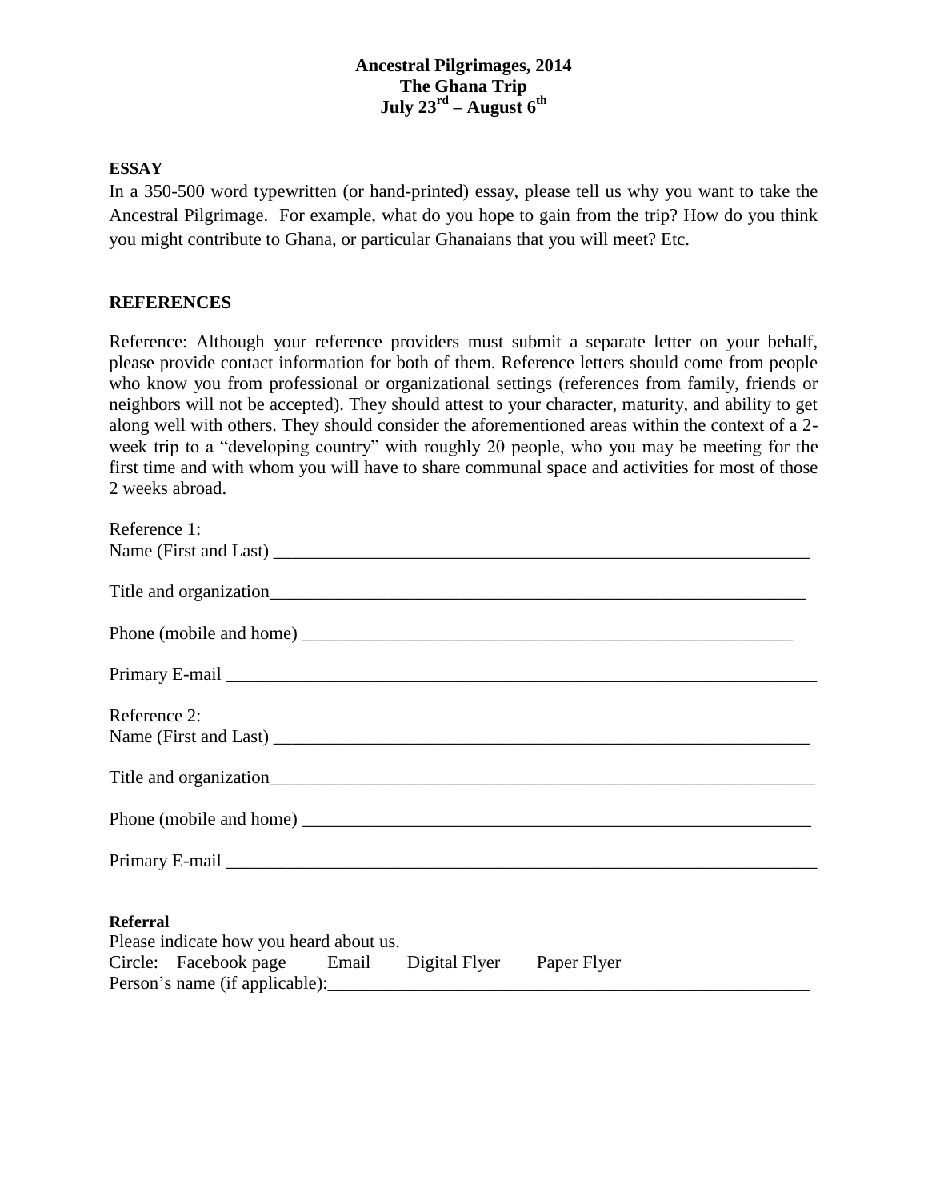**Ancestral Pilgrimages, 2014**
**The Ghana Trip**
**July 23rd – August 6th**

**ESSAY**

In a 350-500 word typewritten (or hand-printed) essay, please tell us why you want to take the Ancestral Pilgrimage. For example, what do you hope to gain from the trip? How do you think you might contribute to Ghana, or particular Ghanaians that you will meet? Etc.

**REFERENCES**

Reference: Although your reference providers must submit a separate letter on your behalf, please provide contact information for both of them. Reference letters should come from people who know you from professional or organizational settings (references from family, friends or neighbors will not be accepted). They should attest to your character, maturity, and ability to get along well with others. They should consider the aforementioned areas within the context of a 2-week trip to a "developing country" with roughly 20 people, who you may be meeting for the first time and with whom you will have to share communal space and activities for most of those 2 weeks abroad.

Reference 1:
Name (First and Last) ____________________________________________

Title and organization____________________________________________

Phone (mobile and home) ____________________________________________

Primary E-mail ____________________________________________

Reference 2:
Name (First and Last) ____________________________________________

Title and organization____________________________________________

Phone (mobile and home) ____________________________________________

Primary E-mail ____________________________________________

**Referral**
Please indicate how you heard about us.
Circle: Facebook page Email Digital Flyer Paper Flyer
Person's name (if applicable):____________________________________________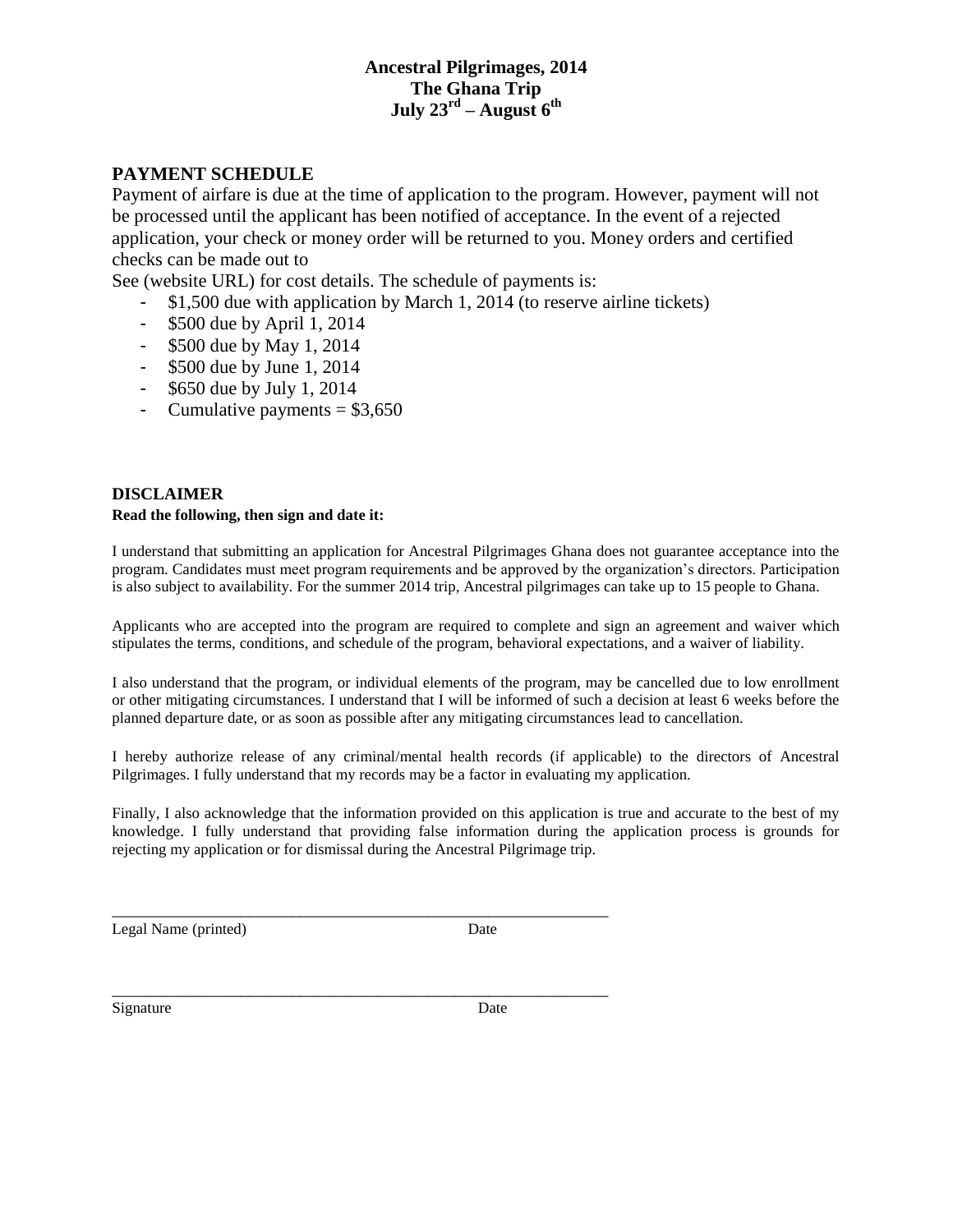**Ancestral Pilgrimages, 2014**
**The Ghana Trip**
**July 23rd – August 6th**

## PAYMENT SCHEDULE

Payment of airfare is due at the time of application to the program. However, payment will not be processed until the applicant has been notified of acceptance. In the event of a rejected application, your check or money order will be returned to you. Money orders and certified checks can be made out to

See (website URL) for cost details. The schedule of payments is:

- $1,500 due with application by March 1, 2014 (to reserve airline tickets)
- $500 due by April 1, 2014
- $500 due by May 1, 2014
- $500 due by June 1, 2014
- $650 due by July 1, 2014
- Cumulative payments = $3,650

## DISCLAIMER

**Read the following, then sign and date it:**

I understand that submitting an application for Ancestral Pilgrimages Ghana does not guarantee acceptance into the program. Candidates must meet program requirements and be approved by the organization's directors. Participation is also subject to availability. For the summer 2014 trip, Ancestral pilgrimages can take up to 15 people to Ghana.

Applicants who are accepted into the program are required to complete and sign an agreement and waiver which stipulates the terms, conditions, and schedule of the program, behavioral expectations, and a waiver of liability.

I also understand that the program, or individual elements of the program, may be cancelled due to low enrollment or other mitigating circumstances. I understand that I will be informed of such a decision at least 6 weeks before the planned departure date, or as soon as possible after any mitigating circumstances lead to cancellation.

I hereby authorize release of any criminal/mental health records (if applicable) to the directors of Ancestral Pilgrimages. I fully understand that my records may be a factor in evaluating my application.

Finally, I also acknowledge that the information provided on this application is true and accurate to the best of my knowledge. I fully understand that providing false information during the application process is grounds for rejecting my application or for dismissal during the Ancestral Pilgrimage trip.

_______________________________________________________________
Legal Name (printed) Date

_______________________________________________________________
Signature Date